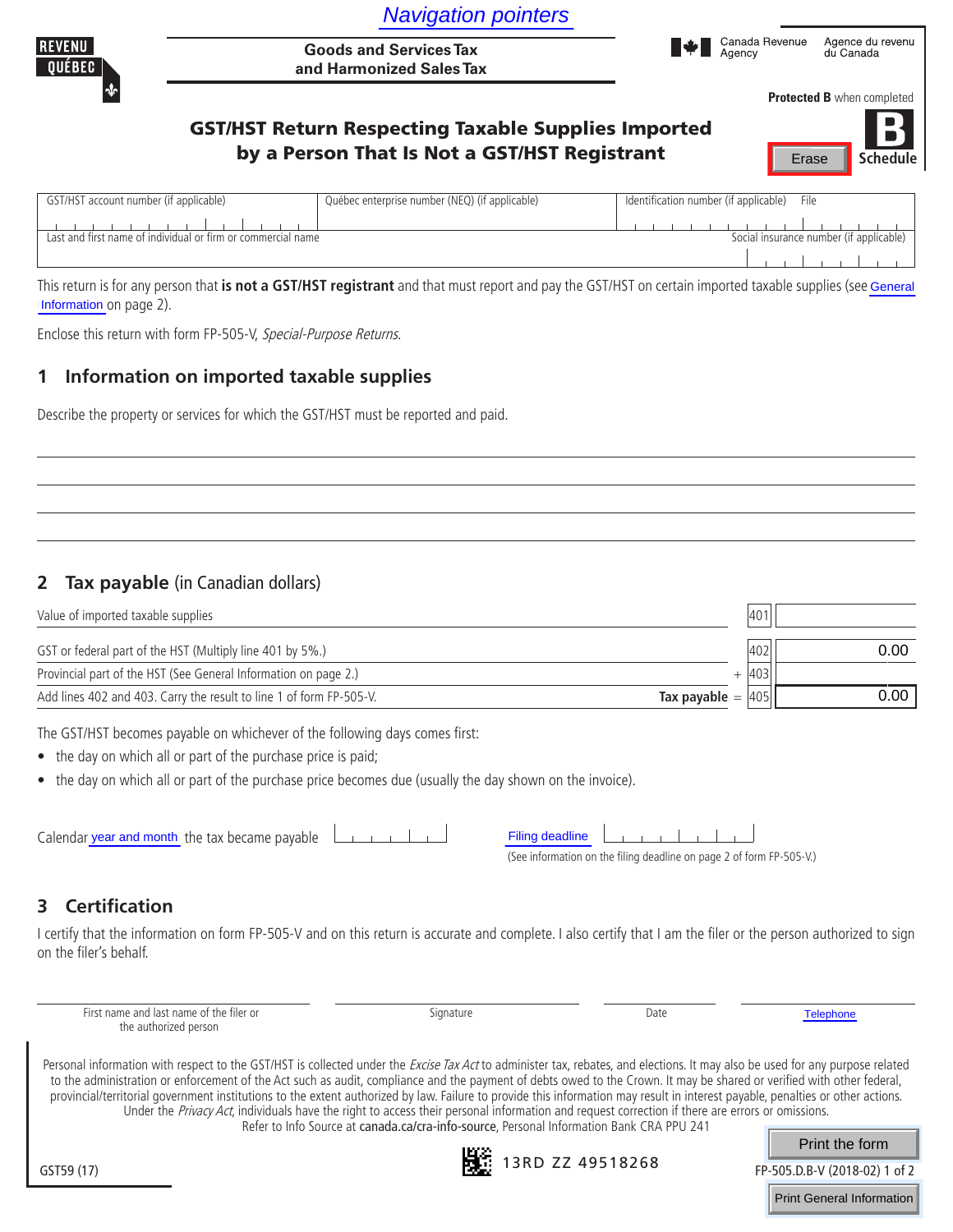Navigation pointers

REVENU QUÉBEC

Goods and Services Tax and Harmonized Sales Tax

Canada Revenue Agency | Agence du revenu du Canada

**Protected B** when completed

# GST/HST Return Respecting Taxable Supplies Imported by a Person That Is Not a GST/HST Registrant

Erase

**Schedule B**

| GST/HST account number (if applicable) | Québec enterprise number (NEQ) (if applicable) | Identification number (if applicable) File |
|---|---|---|
| Last and first name of individual or firm or commercial name | | Social insurance number (if applicable) |

This return is for any person that **is not a GST/HST registrant** and that must report and pay the GST/HST on certain imported taxable supplies (see General Information on page 2).

Enclose this return with form FP-505-V, *Special-Purpose Returns*.

## 1 Information on imported taxable supplies

Describe the property or services for which the GST/HST must be reported and paid.

## 2 Tax payable (in Canadian dollars)

| Description | Line | Amount |
|---|---|---|
| Value of imported taxable supplies | 401 | |
| GST or federal part of the HST (Multiply line 401 by 5%.) | 402 | 0.00 |
| Provincial part of the HST (See General Information on page 2.) | + 403 | |
| Add lines 402 and 403. Carry the result to line 1 of form FP-505-V. **Tax payable** = | 405 | 0.00 |

The GST/HST becomes payable on whichever of the following days comes first:

- the day on which all or part of the purchase price is paid;
- the day on which all or part of the purchase price becomes due (usually the day shown on the invoice).

Calendar year and month the tax became payable

Filing deadline

(See information on the filing deadline on page 2 of form FP-505-V.)

## 3 Certification

I certify that the information on form FP-505-V and on this return is accurate and complete. I also certify that I am the filer or the person authorized to sign on the filer's behalf.

| First name and last name of the filer or the authorized person | Signature | Date | Telephone |
|---|---|---|---|

Personal information with respect to the GST/HST is collected under the *Excise Tax Act* to administer tax, rebates, and elections. It may also be used for any purpose related to the administration or enforcement of the Act such as audit, compliance and the payment of debts owed to the Crown. It may be shared or verified with other federal, provincial/territorial government institutions to the extent authorized by law. Failure to provide this information may result in interest payable, penalties or other actions. Under the *Privacy Act*, individuals have the right to access their personal information and request correction if there are errors or omissions. Refer to Info Source at canada.ca/cra-info-source, Personal Information Bank CRA PPU 241

GST59 (17)

13RD ZZ 49518268

Print the form

FP-505.D.B-V (2018-02)

Print General Information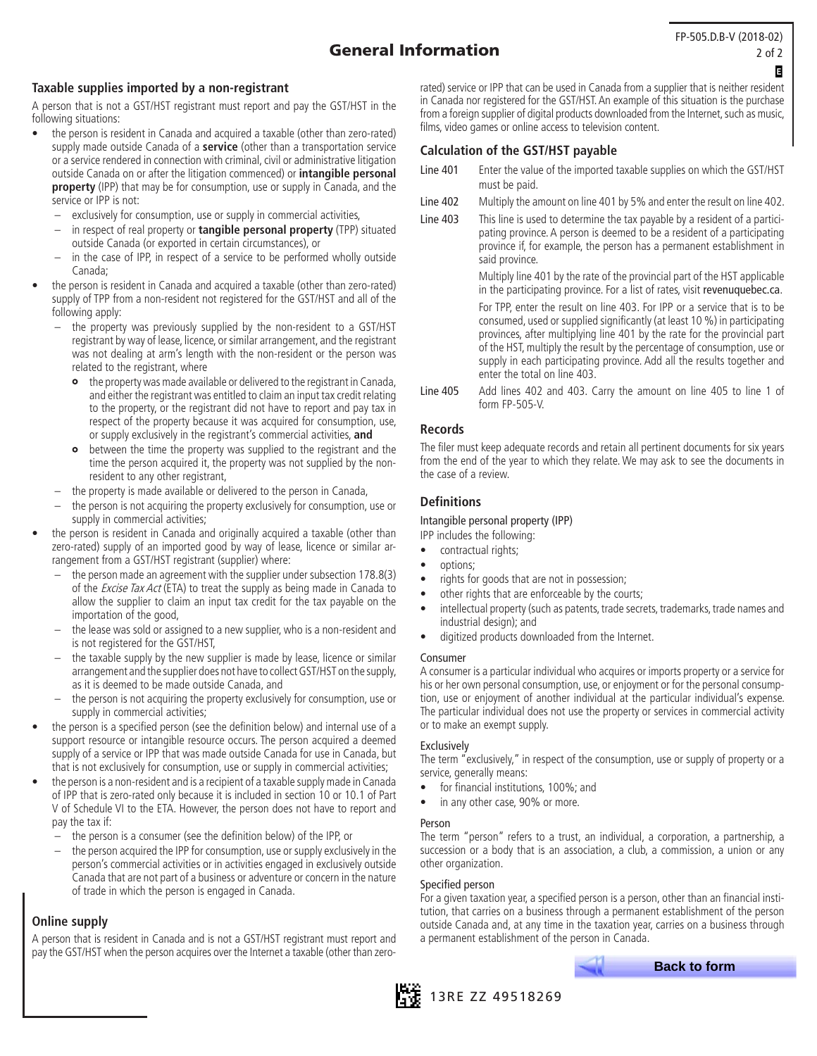# General Information

## Taxable supplies imported by a non-registrant

A person that is not a GST/HST registrant must report and pay the GST/HST in the following situations:

- the person is resident in Canada and acquired a taxable (other than zero-rated) supply made outside Canada of a **service** (other than a transportation service or a service rendered in connection with criminal, civil or administrative litigation outside Canada on or after the litigation commenced) or **intangible personal property** (IPP) that may be for consumption, use or supply in Canada, and the service or IPP is not:
  - exclusively for consumption, use or supply in commercial activities,
  - in respect of real property or **tangible personal property** (TPP) situated outside Canada (or exported in certain circumstances), or
  - in the case of IPP, in respect of a service to be performed wholly outside Canada;
- the person is resident in Canada and acquired a taxable (other than zero-rated) supply of TPP from a non-resident not registered for the GST/HST and all of the following apply:
  - the property was previously supplied by the non-resident to a GST/HST registrant by way of lease, licence, or similar arrangement, and the registrant was not dealing at arm's length with the non-resident or the person was related to the registrant, where
    - the property was made available or delivered to the registrant in Canada, and either the registrant was entitled to claim an input tax credit relating to the property, or the registrant did not have to report and pay tax in respect of the property because it was acquired for consumption, use, or supply exclusively in the registrant's commercial activities, **and**
    - between the time the property was supplied to the registrant and the time the person acquired it, the property was not supplied by the non-resident to any other registrant,
  - the property is made available or delivered to the person in Canada,
  - the person is not acquiring the property exclusively for consumption, use or supply in commercial activities;
- the person is resident in Canada and originally acquired a taxable (other than zero-rated) supply of an imported good by way of lease, licence or similar arrangement from a GST/HST registrant (supplier) where:
  - the person made an agreement with the supplier under subsection 178.8(3) of the *Excise Tax Act* (ETA) to treat the supply as being made in Canada to allow the supplier to claim an input tax credit for the tax payable on the importation of the good,
  - the lease was sold or assigned to a new supplier, who is a non-resident and is not registered for the GST/HST,
  - the taxable supply by the new supplier is made by lease, licence or similar arrangement and the supplier does not have to collect GST/HST on the supply, as it is deemed to be made outside Canada, and
  - the person is not acquiring the property exclusively for consumption, use or supply in commercial activities;
- the person is a specified person (see the definition below) and internal use of a support resource or intangible resource occurs. The person acquired a deemed supply of a service or IPP that was made outside Canada for use in Canada, but that is not exclusively for consumption, use or supply in commercial activities;
- the person is a non-resident and is a recipient of a taxable supply made in Canada of IPP that is zero-rated only because it is included in section 10 or 10.1 of Part V of Schedule VI to the ETA. However, the person does not have to report and pay the tax if:
  - the person is a consumer (see the definition below) of the IPP, or
  - the person acquired the IPP for consumption, use or supply exclusively in the person's commercial activities or in activities engaged in exclusively outside Canada that are not part of a business or adventure or concern in the nature of trade in which the person is engaged in Canada.

## Online supply

A person that is resident in Canada and is not a GST/HST registrant must report and pay the GST/HST when the person acquires over the Internet a taxable (other than zero-rated) service or IPP that can be used in Canada from a supplier that is neither resident in Canada nor registered for the GST/HST. An example of this situation is the purchase from a foreign supplier of digital products downloaded from the Internet, such as music, films, video games or online access to television content.

## Calculation of the GST/HST payable

| | |
|---|---|
| Line 401 | Enter the value of the imported taxable supplies on which the GST/HST must be paid. |
| Line 402 | Multiply the amount on line 401 by 5% and enter the result on line 402. |
| Line 403 | This line is used to determine the tax payable by a resident of a participating province. A person is deemed to be a resident of a participating province if, for example, the person has a permanent establishment in said province. Multiply line 401 by the rate of the provincial part of the HST applicable in the participating province. For a list of rates, visit revenuquebec.ca. For TPP, enter the result on line 403. For IPP or a service that is to be consumed, used or supplied significantly (at least 10 %) in participating provinces, after multiplying line 401 by the rate for the provincial part of the HST, multiply the result by the percentage of consumption, use or supply in each participating province. Add all the results together and enter the total on line 403. |
| Line 405 | Add lines 402 and 403. Carry the amount on line 405 to line 1 of form FP-505-V. |

## Records

The filer must keep adequate records and retain all pertinent documents for six years from the end of the year to which they relate. We may ask to see the documents in the case of a review.

## Definitions

### Intangible personal property (IPP)

IPP includes the following:

- contractual rights;
- options;
- rights for goods that are not in possession;
- other rights that are enforceable by the courts;
- intellectual property (such as patents, trade secrets, trademarks, trade names and industrial design); and
- digitized products downloaded from the Internet.

### Consumer

A consumer is a particular individual who acquires or imports property or a service for his or her own personal consumption, use, or enjoyment or for the personal consumption, use or enjoyment of another individual at the particular individual's expense. The particular individual does not use the property or services in commercial activity or to make an exempt supply.

### Exclusively

The term "exclusively," in respect of the consumption, use or supply of property or a service, generally means:

- for financial institutions, 100%; and
- in any other case, 90% or more.

### Person

The term "person" refers to a trust, an individual, a corporation, a partnership, a succession or a body that is an association, a club, a commission, a union or any other organization.

### Specified person

For a given taxation year, a specified person is a person, other than an financial institution, that carries on a business through a permanent establishment of the person outside Canada and, at any time in the taxation year, carries on a business through a permanent establishment of the person in Canada.

Back to form

13RE ZZ 49518269